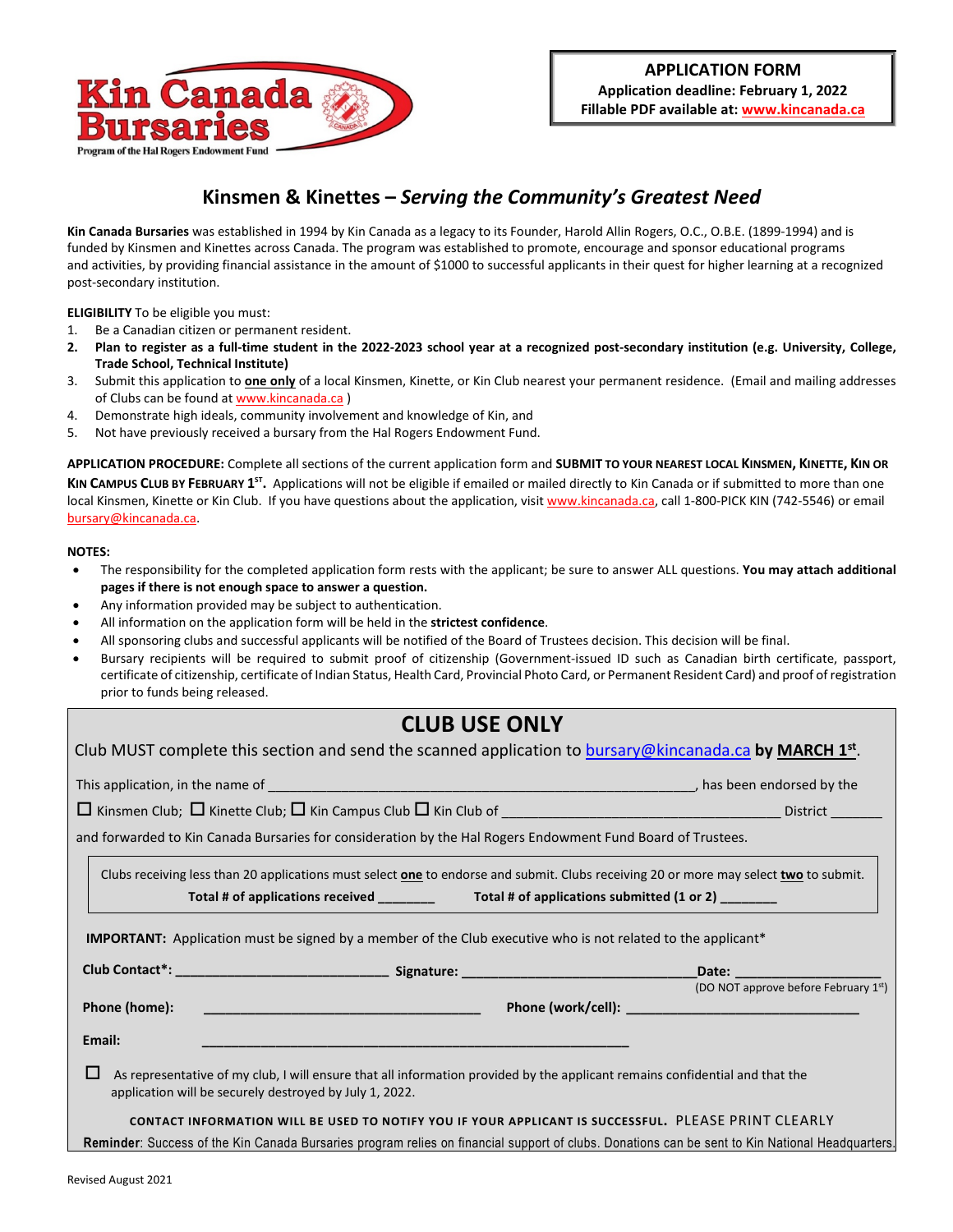**Kin Canada Bursaries**
Program of the Hal Rogers Endowment Fund

**APPLICATION FORM**
**Application deadline: February 1, 2022**
**Fillable PDF available at: www.kincanada.ca**

## Kinsmen & Kinettes – *Serving the Community's Greatest Need*

**Kin Canada Bursaries** was established in 1994 by Kin Canada as a legacy to its Founder, Harold Allin Rogers, O.C., O.B.E. (1899-1994) and is funded by Kinsmen and Kinettes across Canada. The program was established to promote, encourage and sponsor educational programs and activities, by providing financial assistance in the amount of $1000 to successful applicants in their quest for higher learning at a recognized post-secondary institution.

**ELIGIBILITY** To be eligible you must:

1. Be a Canadian citizen or permanent resident.
2. **Plan to register as a full-time student in the 2022-2023 school year at a recognized post-secondary institution (e.g. University, College, Trade School, Technical Institute)**
3. Submit this application to **one only** of a local Kinsmen, Kinette, or Kin Club nearest your permanent residence. (Email and mailing addresses of Clubs can be found at www.kincanada.ca )
4. Demonstrate high ideals, community involvement and knowledge of Kin, and
5. Not have previously received a bursary from the Hal Rogers Endowment Fund.

**APPLICATION PROCEDURE:** Complete all sections of the current application form and **SUBMIT TO YOUR NEAREST LOCAL KINSMEN, KINETTE, KIN OR KIN CAMPUS CLUB BY FEBRUARY 1ST.** Applications will not be eligible if emailed or mailed directly to Kin Canada or if submitted to more than one local Kinsmen, Kinette or Kin Club. If you have questions about the application, visit www.kincanada.ca, call 1-800-PICK KIN (742-5546) or email bursary@kincanada.ca.

**NOTES:**

- The responsibility for the completed application form rests with the applicant; be sure to answer ALL questions. **You may attach additional pages if there is not enough space to answer a question.**
- Any information provided may be subject to authentication.
- All information on the application form will be held in the **strictest confidence**.
- All sponsoring clubs and successful applicants will be notified of the Board of Trustees decision. This decision will be final.
- Bursary recipients will be required to submit proof of citizenship (Government-issued ID such as Canadian birth certificate, passport, certificate of citizenship, certificate of Indian Status, Health Card, Provincial Photo Card, or Permanent Resident Card) and proof of registration prior to funds being released.

## CLUB USE ONLY

Club MUST complete this section and send the scanned application to bursary@kincanada.ca **by MARCH 1st**.

This application, in the name of ____________________________________________, has been endorsed by the

☐ Kinsmen Club; ☐ Kinette Club; ☐ Kin Campus Club ☐ Kin Club of ______________________________ District _______

and forwarded to Kin Canada Bursaries for consideration by the Hal Rogers Endowment Fund Board of Trustees.

Clubs receiving less than 20 applications must select **one** to endorse and submit. Clubs receiving 20 or more may select **two** to submit.

**Total # of applications received _______** **Total # of applications submitted (1 or 2) _______**

**IMPORTANT:** Application must be signed by a member of the Club executive who is not related to the applicant*

**Club Contact*:** ________________________ **Signature:** ____________________________ **Date:** __________________
(DO NOT approve before February 1st)

**Phone (home):** ________________________________ **Phone (work/cell):** ____________________________

**Email:** ______________________________________________________

☐ As representative of my club, I will ensure that all information provided by the applicant remains confidential and that the application will be securely destroyed by July 1, 2022.

CONTACT INFORMATION WILL BE USED TO NOTIFY YOU IF YOUR APPLICANT IS SUCCESSFUL. PLEASE PRINT CLEARLY

**Reminder**: Success of the Kin Canada Bursaries program relies on financial support of clubs. Donations can be sent to Kin National Headquarters.

Revised August 2021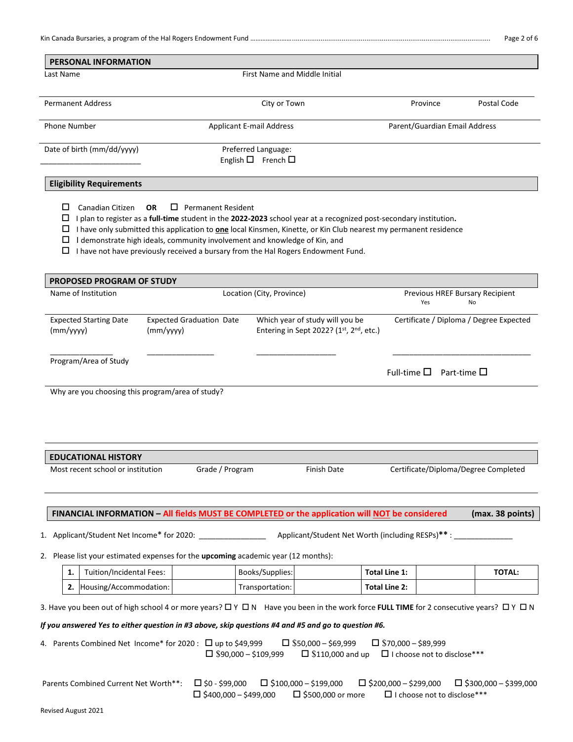## PERSONAL INFORMATION

| Last Name | First Name and Middle Initial | | |
|---|---|---|---|
| | | | |
| **Permanent Address** | **City or Town** | **Province** | **Postal Code** |
| | | | |
| **Phone Number** | **Applicant E-mail Address** | **Parent/Guardian Email Address** | |
| | | | |

Date of birth (mm/dd/yyyy)
______________________

Preferred Language:
English ☐ French ☐

## Eligibility Requirements

- ☐ Canadian Citizen **OR** ☐ Permanent Resident
- ☐ I plan to register as a **full-time** student in the **2022-2023** school year at a recognized post-secondary institution.
- ☐ I have only submitted this application to **one** local Kinsmen, Kinette, or Kin Club nearest my permanent residence
- ☐ I demonstrate high ideals, community involvement and knowledge of Kin, and
- ☐ I have not have previously received a bursary from the Hal Rogers Endowment Fund.

## PROPOSED PROGRAM OF STUDY

| Name of Institution | | Location (City, Province) | Previous HREF Bursary Recipient Yes No |
|---|---|---|---|
| | | | |
| **Expected Starting Date (mm/yyyy)** | **Expected Graduation Date (mm/yyyy)** | **Which year of study will you be Entering in Sept 2022? (1st, 2nd, etc.)** | **Certificate / Diploma / Degree Expected** |
| ______________ | ________________ | ___________________ | ________________________________ |

Program/Area of Study

Full-time ☐ Part-time ☐

Why are you choosing this program/area of study?

## EDUCATIONAL HISTORY

| Most recent school or institution | Grade / Program | Finish Date | Certificate/Diploma/Degree Completed |
|---|---|---|---|
| | | | |

## FINANCIAL INFORMATION – All fields MUST BE COMPLETED or the application will NOT be considered (max. 38 points)

1. Applicant/Student Net Income* for 2020: _______________ Applicant/Student Net Worth (including RESPs)** : _____________

2. Please list your estimated expenses for the **upcoming** academic year (12 months):

| | | | | | | | TOTAL: |
|---|---|---|---|---|---|---|---|
| **1.** | Tuition/Incidental Fees: | | Books/Supplies: | | **Total Line 1:** | | |
| **2.** | Housing/Accommodation: | | Transportation: | | **Total Line 2:** | | |

3. Have you been out of high school 4 or more years? ☐ Y ☐ N Have you been in the work force **FULL TIME** for 2 consecutive years? ☐ Y ☐ N

***If you answered Yes to either question in #3 above, skip questions #4 and #5 and go to question #6.***

4. Parents Combined Net Income* for 2020 : ☐ up to $49,999 ☐ $50,000 – $69,999 ☐ $70,000 – $89,999 ☐ $90,000 – $109,999 ☐ $110,000 and up ☐ I choose not to disclose***

Parents Combined Current Net Worth**: ☐ $0 - $99,000 ☐ $100,000 – $199,000 ☐ $200,000 – $299,000 ☐ $300,000 – $399,000 ☐ $400,000 – $499,000 ☐ $500,000 or more ☐ I choose not to disclose***

Revised August 2021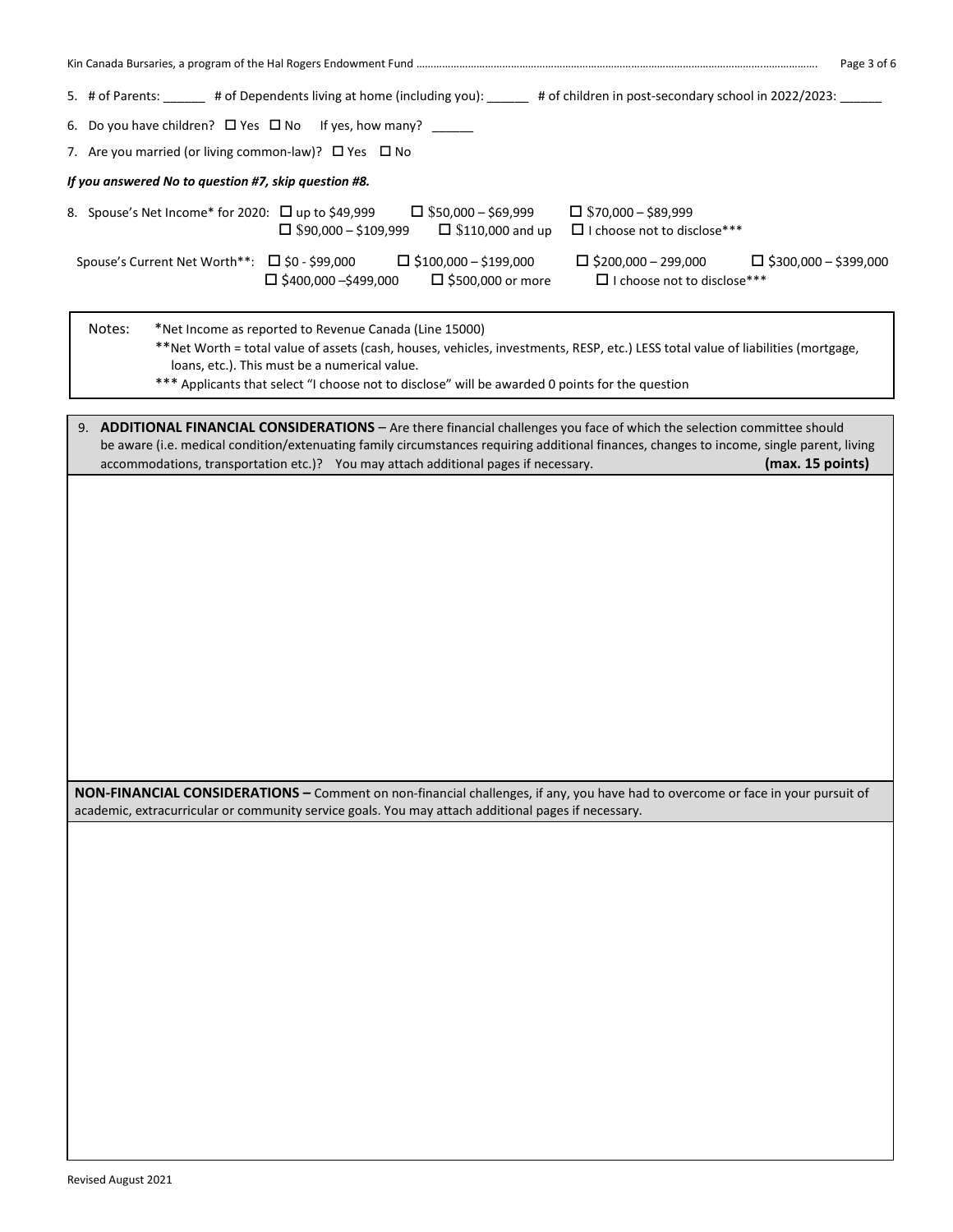5. # of Parents: ______ # of Dependents living at home (including you): ______ # of children in post-secondary school in 2022/2023: ______

6. Do you have children? ☐ Yes ☐ No If yes, how many? ______

7. Are you married (or living common-law)? ☐ Yes ☐ No

***If you answered No to question #7, skip question #8.***

8. Spouse's Net Income* for 2020: ☐ up to $49,999 ☐ $50,000 – $69,999 ☐ $70,000 – $89,999 ☐ $90,000 – $109,999 ☐ $110,000 and up ☐ I choose not to disclose***

   Spouse's Current Net Worth**: ☐ $0 - $99,000 ☐ $100,000 – $199,000 ☐ $200,000 – 299,000 ☐ $300,000 – $399,000 ☐ $400,000 –$499,000 ☐ $500,000 or more ☐ I choose not to disclose***

Notes: *Net Income as reported to Revenue Canada (Line 15000)
**Net Worth = total value of assets (cash, houses, vehicles, investments, RESP, etc.) LESS total value of liabilities (mortgage, loans, etc.). This must be a numerical value.
*** Applicants that select "I choose not to disclose" will be awarded 0 points for the question

9. **ADDITIONAL FINANCIAL CONSIDERATIONS** – Are there financial challenges you face of which the selection committee should be aware (i.e. medical condition/extenuating family circumstances requiring additional finances, changes to income, single parent, living accommodations, transportation etc.)? You may attach additional pages if necessary. **(max. 15 points)**

**NON-FINANCIAL CONSIDERATIONS –** Comment on non-financial challenges, if any, you have had to overcome or face in your pursuit of academic, extracurricular or community service goals. You may attach additional pages if necessary.

Revised August 2021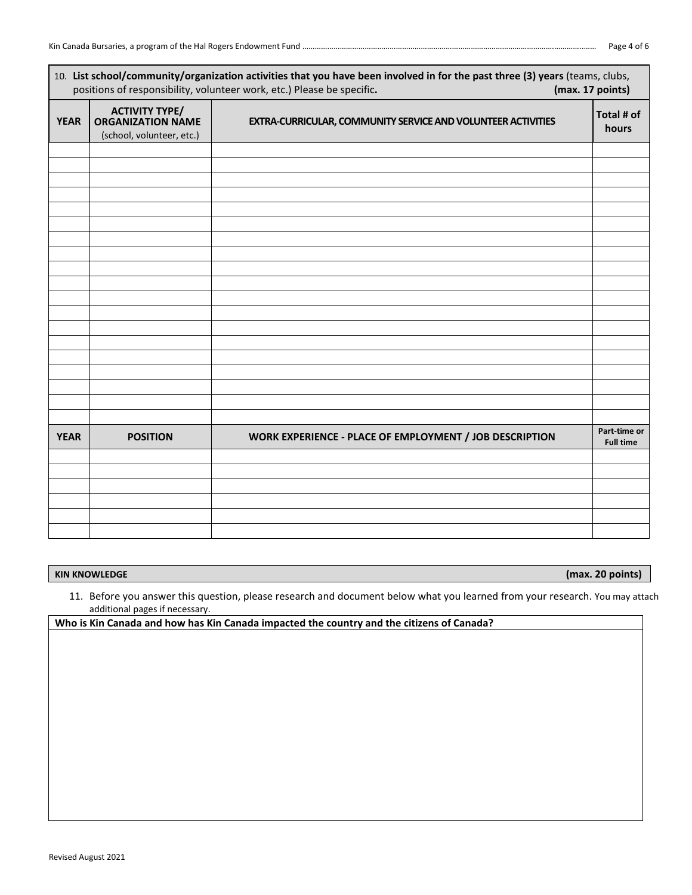10. **List school/community/organization activities that you have been involved in for the past three (3) years** (teams, clubs, positions of responsibility, volunteer work, etc.) Please be specific. **(max. 17 points)**

| YEAR | ACTIVITY TYPE/ ORGANIZATION NAME (school, volunteer, etc.) | EXTRA-CURRICULAR, COMMUNITY SERVICE AND VOLUNTEER ACTIVITIES | Total # of hours |
|---|---|---|---|
| | | | |
| | | | |
| | | | |
| | | | |
| | | | |
| | | | |
| | | | |
| | | | |
| | | | |
| | | | |
| | | | |
| | | | |
| | | | |
| | | | |
| | | | |
| | | | |
| | | | |
| | | | |
| | | | |
| **YEAR** | **POSITION** | **WORK EXPERIENCE - PLACE OF EMPLOYMENT / JOB DESCRIPTION** | **Part-time or Full time** |
| | | | |
| | | | |
| | | | |
| | | | |
| | | | |
| | | | |

**KIN KNOWLEDGE** **(max. 20 points)**

11. Before you answer this question, please research and document below what you learned from your research. You may attach additional pages if necessary.

**Who is Kin Canada and how has Kin Canada impacted the country and the citizens of Canada?**

Revised August 2021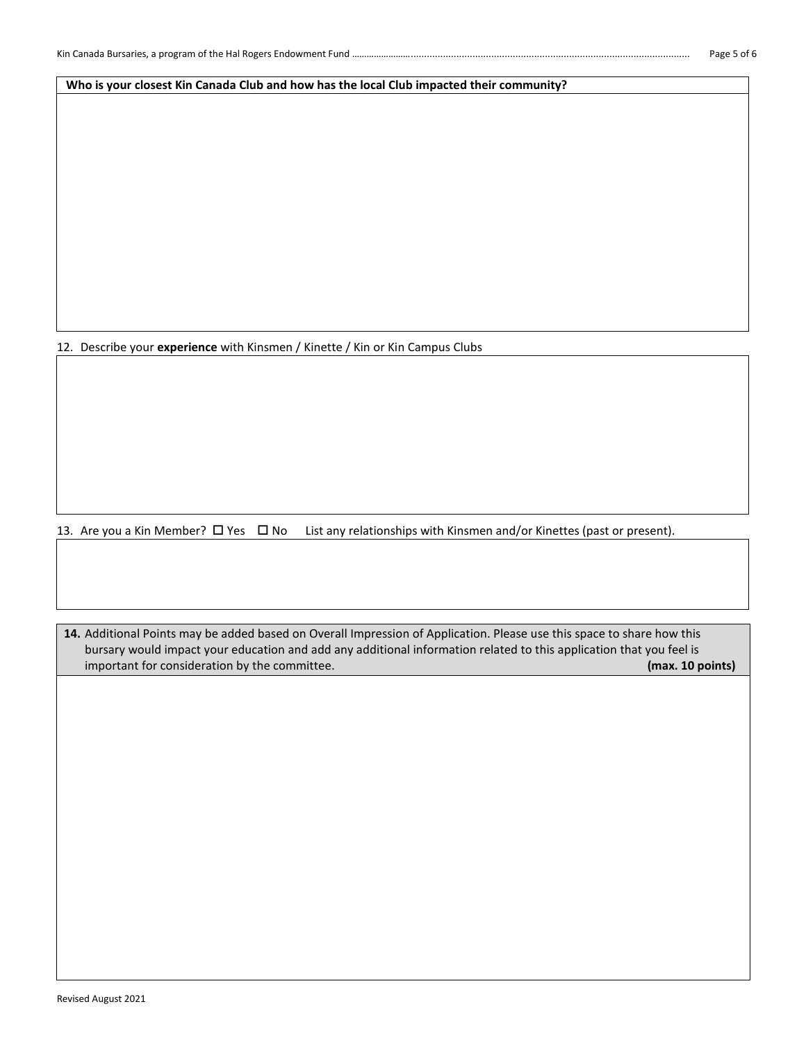**Who is your closest Kin Canada Club and how has the local Club impacted their community?**

12. Describe your **experience** with Kinsmen / Kinette / Kin or Kin Campus Clubs

13. Are you a Kin Member? ☐ Yes ☐ No List any relationships with Kinsmen and/or Kinettes (past or present).

**14.** Additional Points may be added based on Overall Impression of Application. Please use this space to share how this bursary would impact your education and add any additional information related to this application that you feel is important for consideration by the committee. **(max. 10 points)**

Revised August 2021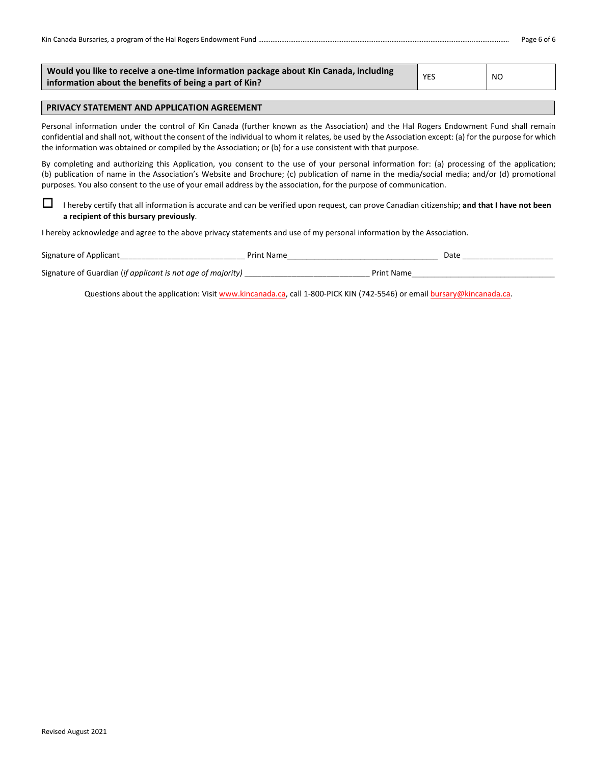| Would you like to receive a one-time information package about Kin Canada, including information about the benefits of being a part of Kin? | YES | NO |
|---|---|---|

## PRIVACY STATEMENT AND APPLICATION AGREEMENT

Personal information under the control of Kin Canada (further known as the Association) and the Hal Rogers Endowment Fund shall remain confidential and shall not, without the consent of the individual to whom it relates, be used by the Association except: (a) for the purpose for which the information was obtained or compiled by the Association; or (b) for a use consistent with that purpose.

By completing and authorizing this Application, you consent to the use of your personal information for: (a) processing of the application; (b) publication of name in the Association's Website and Brochure; (c) publication of name in the media/social media; and/or (d) promotional purposes. You also consent to the use of your email address by the association, for the purpose of communication.

☐ I hereby certify that all information is accurate and can be verified upon request, can prove Canadian citizenship; **and that I have not been a recipient of this bursary previously**.

I hereby acknowledge and agree to the above privacy statements and use of my personal information by the Association.

Signature of Applicant____________________________ Print Name__________________________________ Date ____________________

Signature of Guardian (*if applicant is not age of majority)* ____________________________ Print Name________________________________

Questions about the application: Visit www.kincanada.ca, call 1-800-PICK KIN (742-5546) or email bursary@kincanada.ca.

Revised August 2021